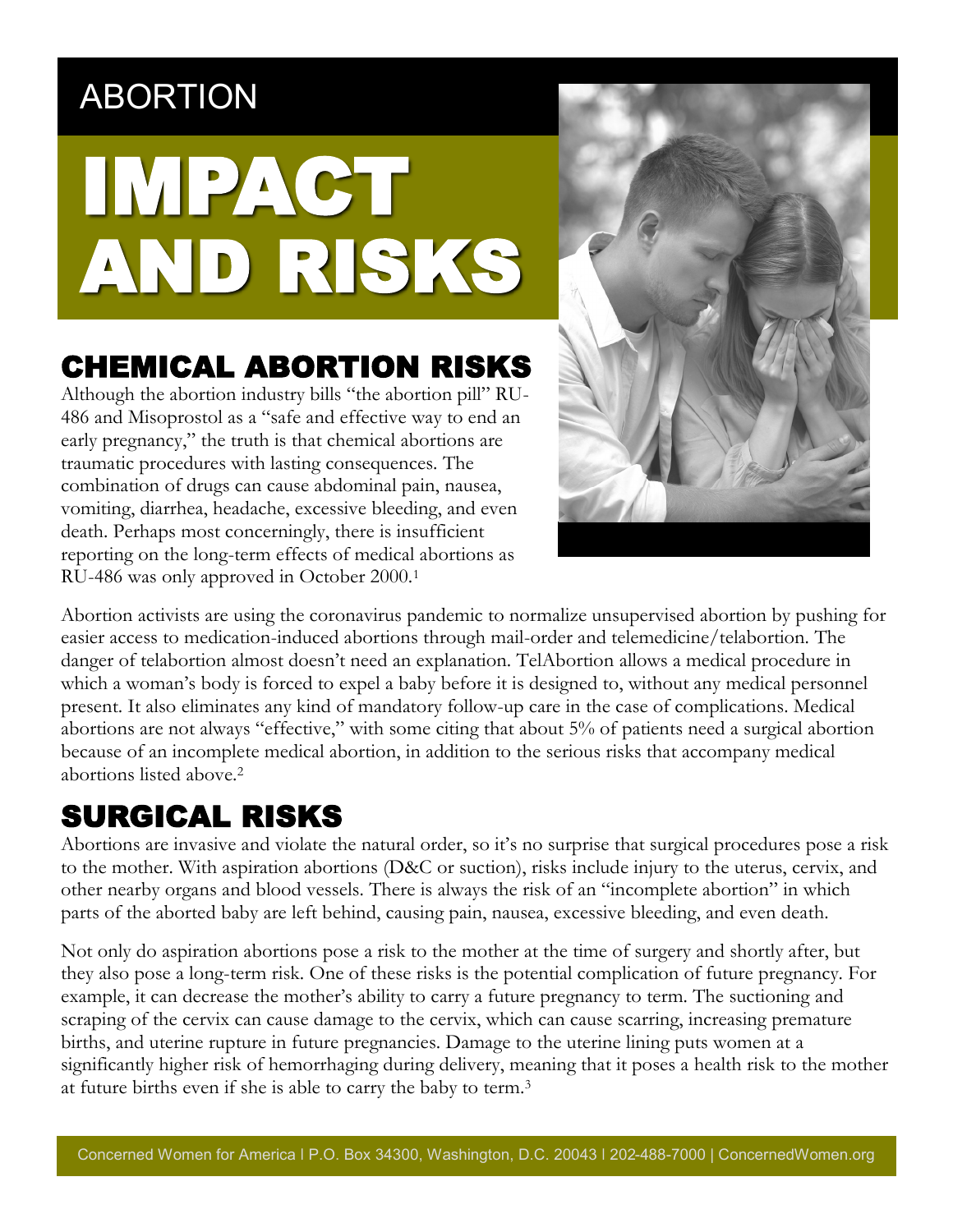ABORTION

# IMPACT AND RISKS

## CHEMICAL ABORTION RISKS

Although the abortion industry bills "the abortion pill" RU-486 and Misoprostol as a "safe and effective way to end an early pregnancy," the truth is that chemical abortions are traumatic procedures with lasting consequences. The combination of drugs can cause abdominal pain, nausea, vomiting, diarrhea, headache, excessive bleeding, and even death. Perhaps most concerningly, there is insufficient reporting on the long-term effects of medical abortions as RU-486 was only approved in October 2000.[1]

Abortion activists are using the coronavirus pandemic to normalize unsupervised abortion by pushing for easier access to medication-induced abortions through mail-order and telemedicine/telabortion. The danger of telabortion almost doesn't need an explanation. TelAbortion allows a medical procedure in which a woman's body is forced to expel a baby before it is designed to, without any medical personnel present. It also eliminates any kind of mandatory follow-up care in the case of complications. Medical abortions are not always "effective," with some citing that about 5% of patients need a surgical abortion because of an incomplete medical abortion, in addition to the serious risks that accompany medical abortions listed above.[2]

## SURGICAL RISKS

Abortions are invasive and violate the natural order, so it's no surprise that surgical procedures pose a risk to the mother. With aspiration abortions (D&C or suction), risks include injury to the uterus, cervix, and other nearby organs and blood vessels. There is always the risk of an "incomplete abortion" in which parts of the aborted baby are left behind, causing pain, nausea, excessive bleeding, and even death.

Not only do aspiration abortions pose a risk to the mother at the time of surgery and shortly after, but they also pose a long-term risk. One of these risks is the potential complication of future pregnancy. For example, it can decrease the mother's ability to carry a future pregnancy to term. The suctioning and scraping of the cervix can cause damage to the cervix, which can cause scarring, increasing premature births, and uterine rupture in future pregnancies. Damage to the uterine lining puts women at a significantly higher risk of hemorrhaging during delivery, meaning that it poses a health risk to the mother at future births even if she is able to carry the baby to term.[3]

Concerned Women for America | P.O. Box 34300, Washington, D.C. 20043 | 202-488-7000 | ConcernedWomen.org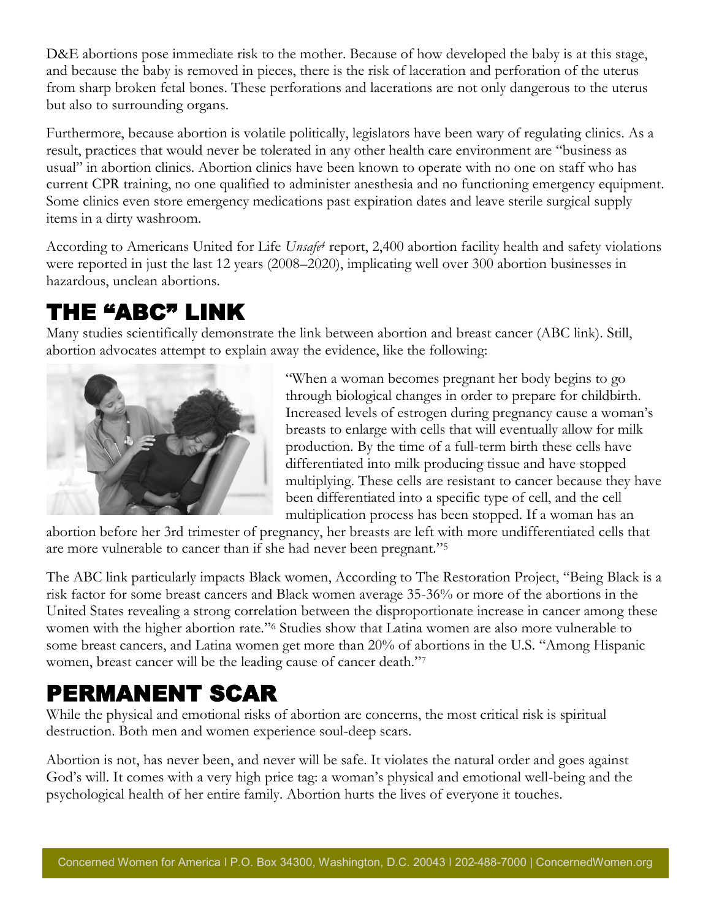D&E abortions pose immediate risk to the mother. Because of how developed the baby is at this stage, and because the baby is removed in pieces, there is the risk of laceration and perforation of the uterus from sharp broken fetal bones. These perforations and lacerations are not only dangerous to the uterus but also to surrounding organs.

Furthermore, because abortion is volatile politically, legislators have been wary of regulating clinics. As a result, practices that would never be tolerated in any other health care environment are "business as usual" in abortion clinics. Abortion clinics have been known to operate with no one on staff who has current CPR training, no one qualified to administer anesthesia and no functioning emergency equipment. Some clinics even store emergency medications past expiration dates and leave sterile surgical supply items in a dirty washroom.

According to Americans United for Life *Unsafe*[4] report, 2,400 abortion facility health and safety violations were reported in just the last 12 years (2008–2020), implicating well over 300 abortion businesses in hazardous, unclean abortions.

# THE "ABC" LINK

Many studies scientifically demonstrate the link between abortion and breast cancer (ABC link). Still, abortion advocates attempt to explain away the evidence, like the following:

"When a woman becomes pregnant her body begins to go through biological changes in order to prepare for childbirth. Increased levels of estrogen during pregnancy cause a woman's breasts to enlarge with cells that will eventually allow for milk production. By the time of a full-term birth these cells have differentiated into milk producing tissue and have stopped multiplying. These cells are resistant to cancer because they have been differentiated into a specific type of cell, and the cell multiplication process has been stopped. If a woman has an abortion before her 3rd trimester of pregnancy, her breasts are left with more undifferentiated cells that are more vulnerable to cancer than if she had never been pregnant."[5]

The ABC link particularly impacts Black women, According to The Restoration Project, "Being Black is a risk factor for some breast cancers and Black women average 35-36% or more of the abortions in the United States revealing a strong correlation between the disproportionate increase in cancer among these women with the higher abortion rate."[6] Studies show that Latina women are also more vulnerable to some breast cancers, and Latina women get more than 20% of abortions in the U.S. "Among Hispanic women, breast cancer will be the leading cause of cancer death."[7]

# PERMANENT SCAR

While the physical and emotional risks of abortion are concerns, the most critical risk is spiritual destruction. Both men and women experience soul-deep scars.

Abortion is not, has never been, and never will be safe. It violates the natural order and goes against God's will. It comes with a very high price tag: a woman's physical and emotional well-being and the psychological health of her entire family. Abortion hurts the lives of everyone it touches.

Concerned Women for America | P.O. Box 34300, Washington, D.C. 20043 | 202-488-7000 | ConcernedWomen.org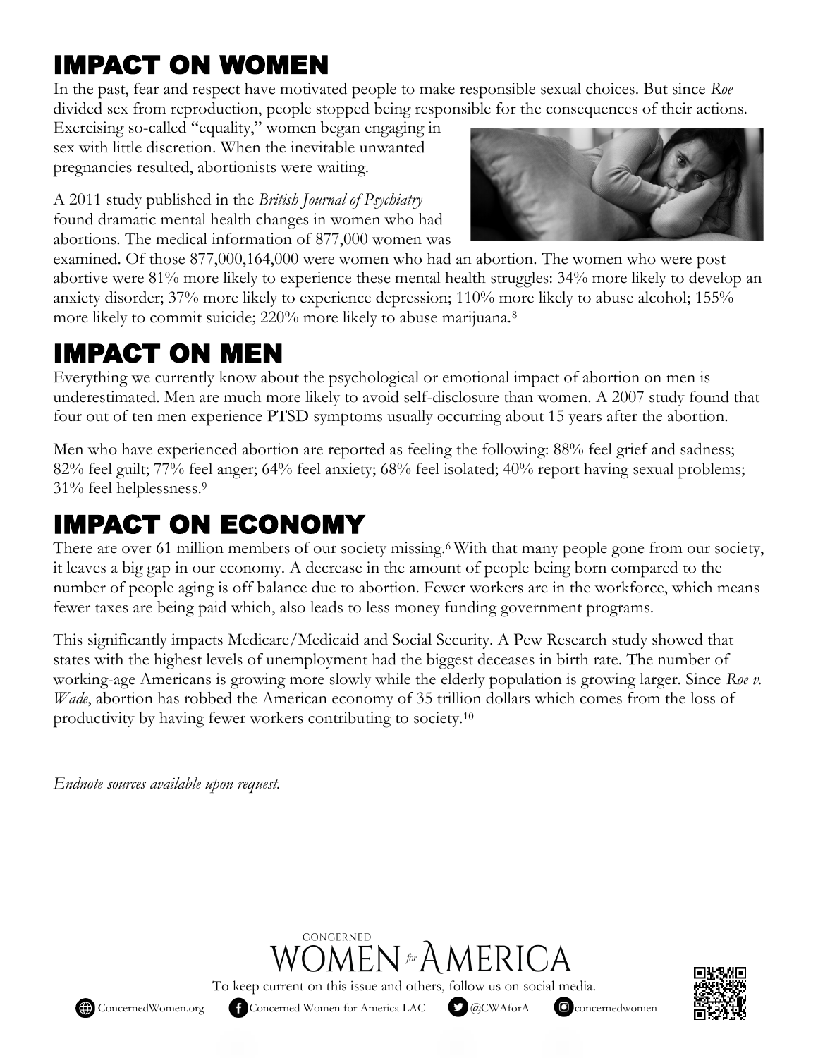## IMPACT ON WOMEN

In the past, fear and respect have motivated people to make responsible sexual choices. But since *Roe* divided sex from reproduction, people stopped being responsible for the consequences of their actions. Exercising so-called "equality," women began engaging in sex with little discretion. When the inevitable unwanted pregnancies resulted, abortionists were waiting.

A 2011 study published in the *British Journal of Psychiatry* found dramatic mental health changes in women who had abortions. The medical information of 877,000 women was examined. Of those 877,000,164,000 were women who had an abortion. The women who were post abortive were 81% more likely to experience these mental health struggles: 34% more likely to develop an anxiety disorder; 37% more likely to experience depression; 110% more likely to abuse alcohol; 155% more likely to commit suicide; 220% more likely to abuse marijuana.[8]

## IMPACT ON MEN

Everything we currently know about the psychological or emotional impact of abortion on men is underestimated. Men are much more likely to avoid self-disclosure than women. A 2007 study found that four out of ten men experience PTSD symptoms usually occurring about 15 years after the abortion.

Men who have experienced abortion are reported as feeling the following: 88% feel grief and sadness; 82% feel guilt; 77% feel anger; 64% feel anxiety; 68% feel isolated; 40% report having sexual problems; 31% feel helplessness.[9]

## IMPACT ON ECONOMY

There are over 61 million members of our society missing.[6] With that many people gone from our society, it leaves a big gap in our economy. A decrease in the amount of people being born compared to the number of people aging is off balance due to abortion. Fewer workers are in the workforce, which means fewer taxes are being paid which, also leads to less money funding government programs.

This significantly impacts Medicare/Medicaid and Social Security. A Pew Research study showed that states with the highest levels of unemployment had the biggest deceases in birth rate. The number of working-age Americans is growing more slowly while the elderly population is growing larger. Since *Roe v. Wade*, abortion has robbed the American economy of 35 trillion dollars which comes from the loss of productivity by having fewer workers contributing to society.[10]

*Endnote sources available upon request.*

CONCERNED WOMEN for AMERICA

To keep current on this issue and others, follow us on social media.

ConcernedWomen.org | Concerned Women for America LAC | @CWAforA | concernedwomen